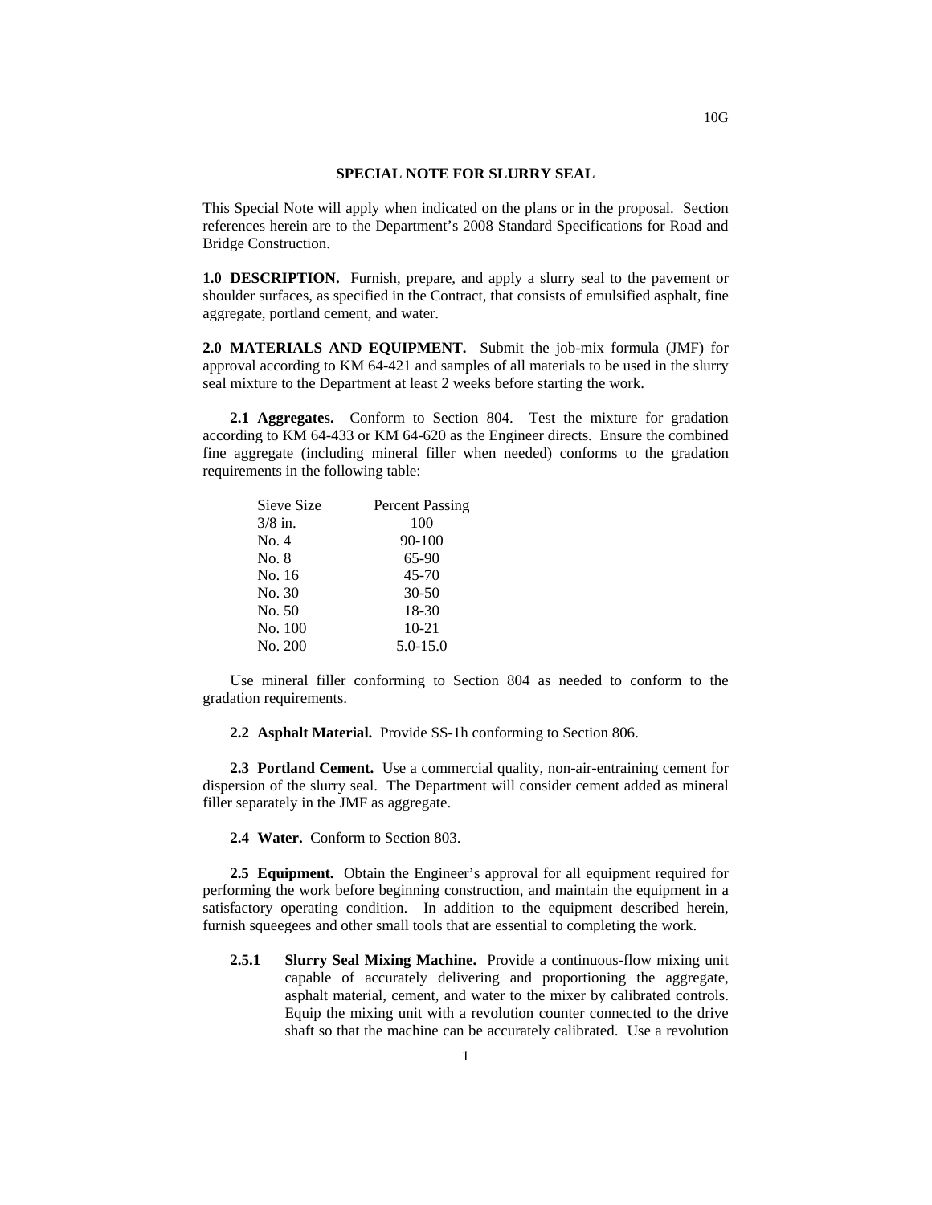# SPECIAL NOTE FOR SLURRY SEAL

This Special Note will apply when indicated on the plans or in the proposal. Section references herein are to the Department's 2008 Standard Specifications for Road and Bridge Construction.

**1.0 DESCRIPTION.** Furnish, prepare, and apply a slurry seal to the pavement or shoulder surfaces, as specified in the Contract, that consists of emulsified asphalt, fine aggregate, portland cement, and water.

**2.0 MATERIALS AND EQUIPMENT.** Submit the job-mix formula (JMF) for approval according to KM 64-421 and samples of all materials to be used in the slurry seal mixture to the Department at least 2 weeks before starting the work.

**2.1 Aggregates.** Conform to Section 804. Test the mixture for gradation according to KM 64-433 or KM 64-620 as the Engineer directs. Ensure the combined fine aggregate (including mineral filler when needed) conforms to the gradation requirements in the following table:

| Sieve Size | Percent Passing |
|---|---|
| 3/8 in. | 100 |
| No. 4 | 90-100 |
| No. 8 | 65-90 |
| No. 16 | 45-70 |
| No. 30 | 30-50 |
| No. 50 | 18-30 |
| No. 100 | 10-21 |
| No. 200 | 5.0-15.0 |

Use mineral filler conforming to Section 804 as needed to conform to the gradation requirements.

**2.2 Asphalt Material.** Provide SS-1h conforming to Section 806.

**2.3 Portland Cement.** Use a commercial quality, non-air-entraining cement for dispersion of the slurry seal. The Department will consider cement added as mineral filler separately in the JMF as aggregate.

**2.4 Water.** Conform to Section 803.

**2.5 Equipment.** Obtain the Engineer's approval for all equipment required for performing the work before beginning construction, and maintain the equipment in a satisfactory operating condition. In addition to the equipment described herein, furnish squeegees and other small tools that are essential to completing the work.

**2.5.1 Slurry Seal Mixing Machine.** Provide a continuous-flow mixing unit capable of accurately delivering and proportioning the aggregate, asphalt material, cement, and water to the mixer by calibrated controls. Equip the mixing unit with a revolution counter connected to the drive shaft so that the machine can be accurately calibrated. Use a revolution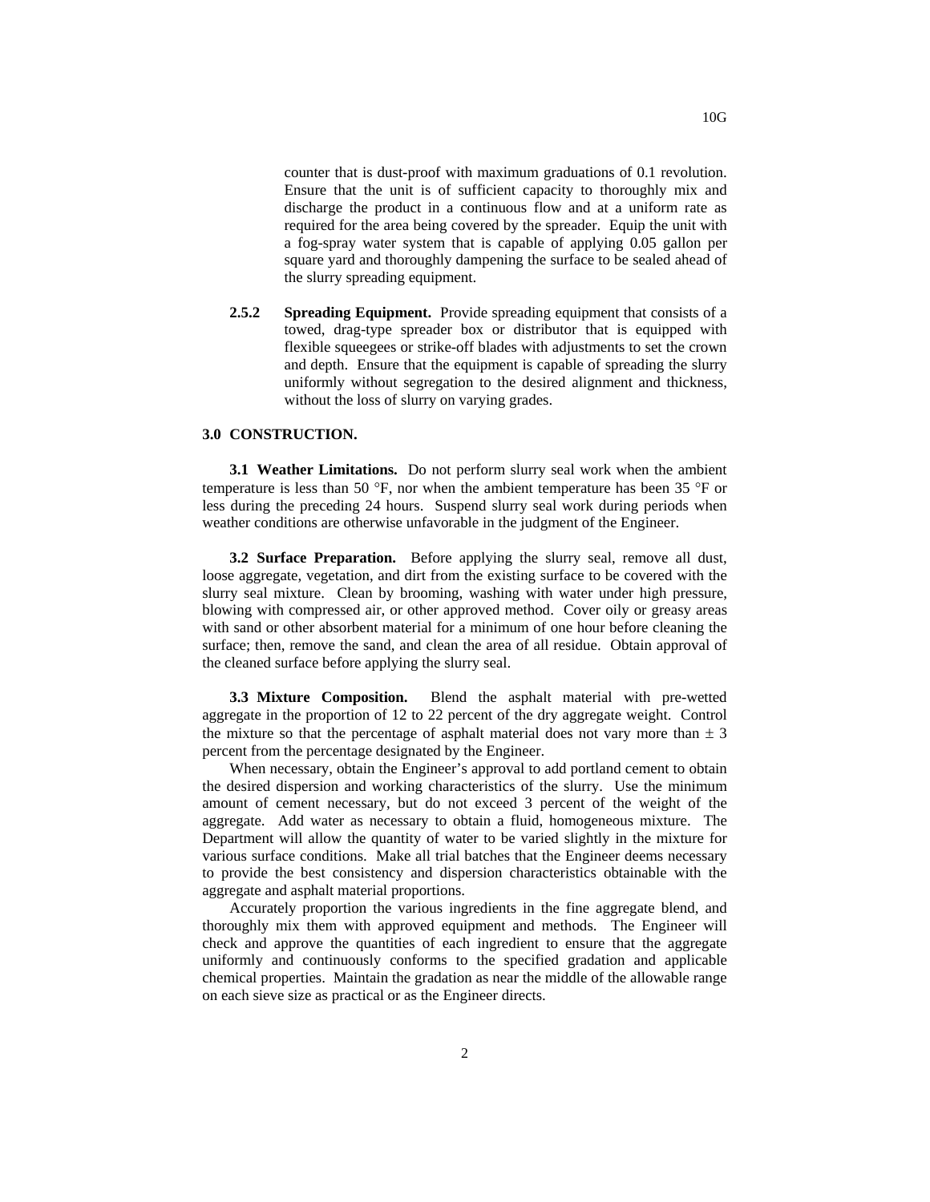counter that is dust-proof with maximum graduations of 0.1 revolution. Ensure that the unit is of sufficient capacity to thoroughly mix and discharge the product in a continuous flow and at a uniform rate as required for the area being covered by the spreader. Equip the unit with a fog-spray water system that is capable of applying 0.05 gallon per square yard and thoroughly dampening the surface to be sealed ahead of the slurry spreading equipment.

**2.5.2 Spreading Equipment.** Provide spreading equipment that consists of a towed, drag-type spreader box or distributor that is equipped with flexible squeegees or strike-off blades with adjustments to set the crown and depth. Ensure that the equipment is capable of spreading the slurry uniformly without segregation to the desired alignment and thickness, without the loss of slurry on varying grades.

**3.0 CONSTRUCTION.**

**3.1 Weather Limitations.** Do not perform slurry seal work when the ambient temperature is less than 50 °F, nor when the ambient temperature has been 35 °F or less during the preceding 24 hours. Suspend slurry seal work during periods when weather conditions are otherwise unfavorable in the judgment of the Engineer.

**3.2 Surface Preparation.** Before applying the slurry seal, remove all dust, loose aggregate, vegetation, and dirt from the existing surface to be covered with the slurry seal mixture. Clean by brooming, washing with water under high pressure, blowing with compressed air, or other approved method. Cover oily or greasy areas with sand or other absorbent material for a minimum of one hour before cleaning the surface; then, remove the sand, and clean the area of all residue. Obtain approval of the cleaned surface before applying the slurry seal.

**3.3 Mixture Composition.** Blend the asphalt material with pre-wetted aggregate in the proportion of 12 to 22 percent of the dry aggregate weight. Control the mixture so that the percentage of asphalt material does not vary more than ± 3 percent from the percentage designated by the Engineer.

When necessary, obtain the Engineer's approval to add portland cement to obtain the desired dispersion and working characteristics of the slurry. Use the minimum amount of cement necessary, but do not exceed 3 percent of the weight of the aggregate. Add water as necessary to obtain a fluid, homogeneous mixture. The Department will allow the quantity of water to be varied slightly in the mixture for various surface conditions. Make all trial batches that the Engineer deems necessary to provide the best consistency and dispersion characteristics obtainable with the aggregate and asphalt material proportions.

Accurately proportion the various ingredients in the fine aggregate blend, and thoroughly mix them with approved equipment and methods. The Engineer will check and approve the quantities of each ingredient to ensure that the aggregate uniformly and continuously conforms to the specified gradation and applicable chemical properties. Maintain the gradation as near the middle of the allowable range on each sieve size as practical or as the Engineer directs.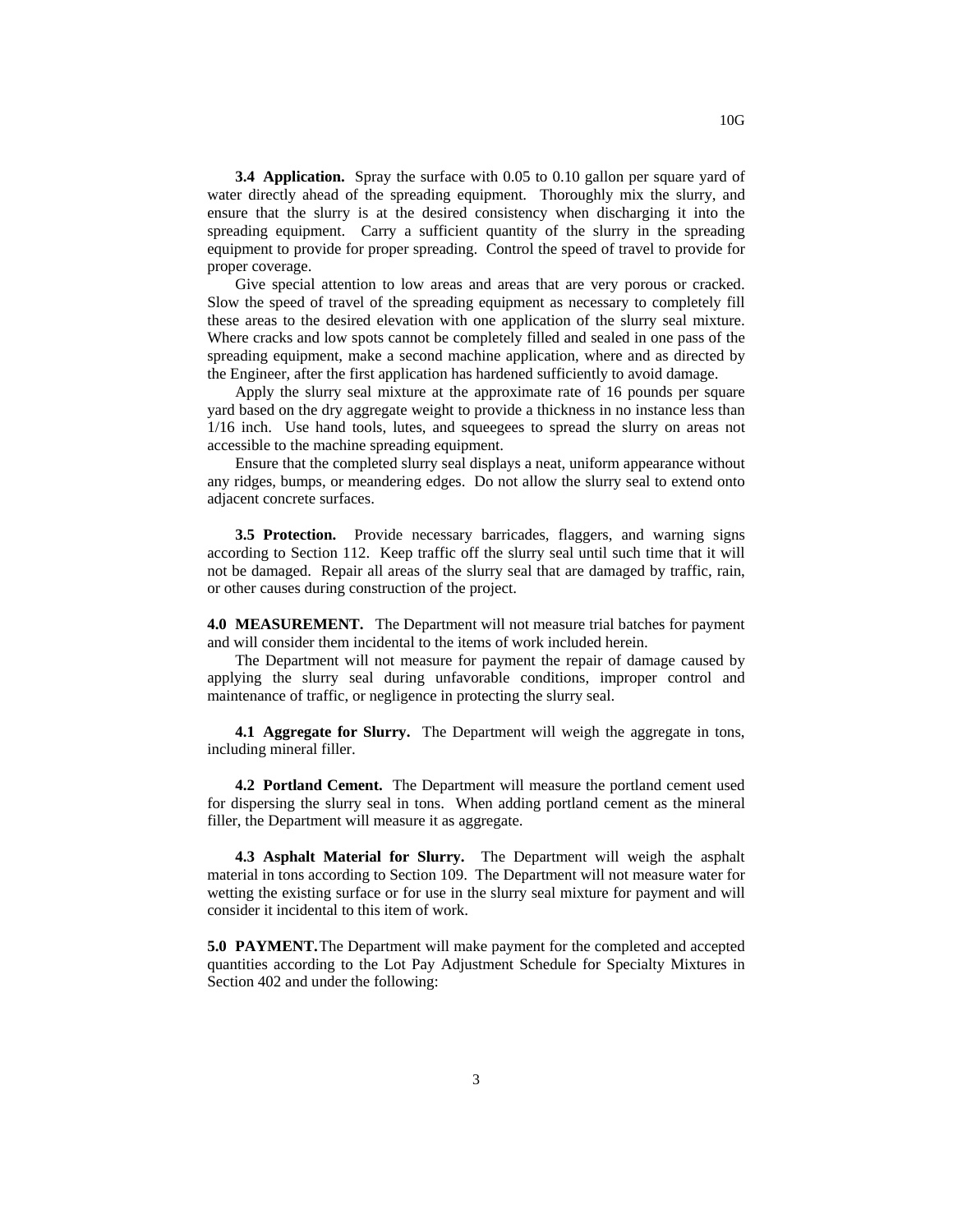**3.4 Application.** Spray the surface with 0.05 to 0.10 gallon per square yard of water directly ahead of the spreading equipment. Thoroughly mix the slurry, and ensure that the slurry is at the desired consistency when discharging it into the spreading equipment. Carry a sufficient quantity of the slurry in the spreading equipment to provide for proper spreading. Control the speed of travel to provide for proper coverage.

Give special attention to low areas and areas that are very porous or cracked. Slow the speed of travel of the spreading equipment as necessary to completely fill these areas to the desired elevation with one application of the slurry seal mixture. Where cracks and low spots cannot be completely filled and sealed in one pass of the spreading equipment, make a second machine application, where and as directed by the Engineer, after the first application has hardened sufficiently to avoid damage.

Apply the slurry seal mixture at the approximate rate of 16 pounds per square yard based on the dry aggregate weight to provide a thickness in no instance less than 1/16 inch. Use hand tools, lutes, and squeegees to spread the slurry on areas not accessible to the machine spreading equipment.

Ensure that the completed slurry seal displays a neat, uniform appearance without any ridges, bumps, or meandering edges. Do not allow the slurry seal to extend onto adjacent concrete surfaces.

**3.5 Protection.** Provide necessary barricades, flaggers, and warning signs according to Section 112. Keep traffic off the slurry seal until such time that it will not be damaged. Repair all areas of the slurry seal that are damaged by traffic, rain, or other causes during construction of the project.

**4.0 MEASUREMENT.** The Department will not measure trial batches for payment and will consider them incidental to the items of work included herein.

The Department will not measure for payment the repair of damage caused by applying the slurry seal during unfavorable conditions, improper control and maintenance of traffic, or negligence in protecting the slurry seal.

**4.1 Aggregate for Slurry.** The Department will weigh the aggregate in tons, including mineral filler.

**4.2 Portland Cement.** The Department will measure the portland cement used for dispersing the slurry seal in tons. When adding portland cement as the mineral filler, the Department will measure it as aggregate.

**4.3 Asphalt Material for Slurry.** The Department will weigh the asphalt material in tons according to Section 109. The Department will not measure water for wetting the existing surface or for use in the slurry seal mixture for payment and will consider it incidental to this item of work.

**5.0 PAYMENT.** The Department will make payment for the completed and accepted quantities according to the Lot Pay Adjustment Schedule for Specialty Mixtures in Section 402 and under the following: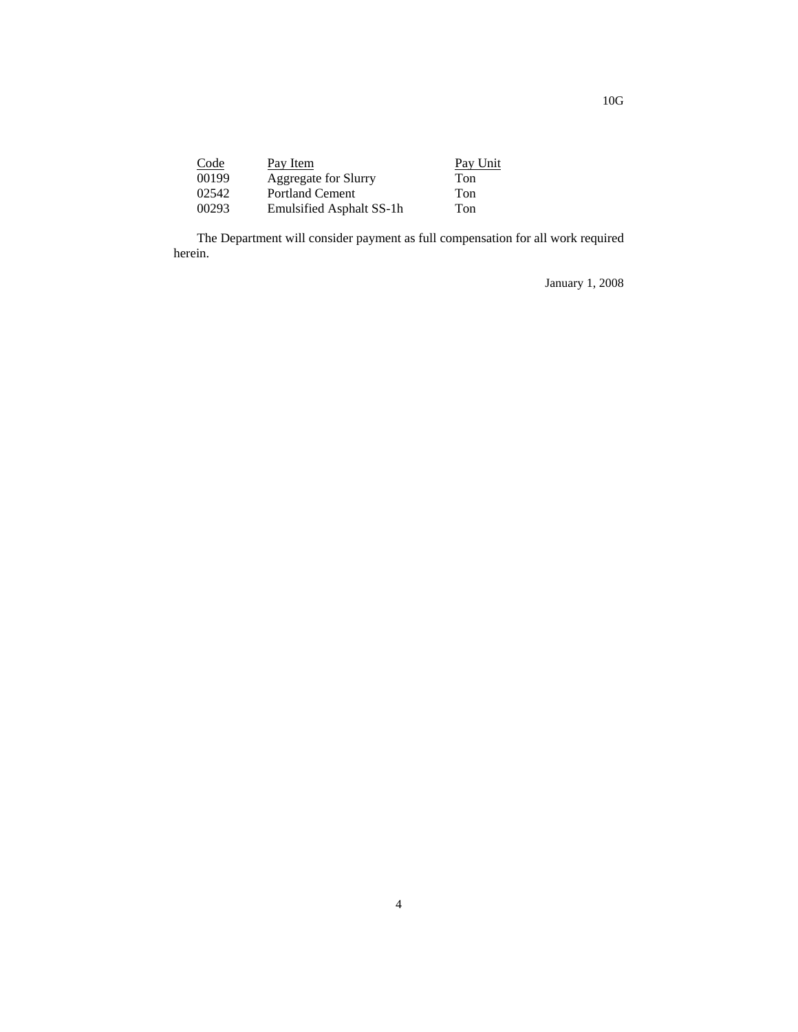| Code | Pay Item | Pay Unit |
|---|---|---|
| 00199 | Aggregate for Slurry | Ton |
| 02542 | Portland Cement | Ton |
| 00293 | Emulsified Asphalt SS-1h | Ton |

The Department will consider payment as full compensation for all work required herein.

January 1, 2008